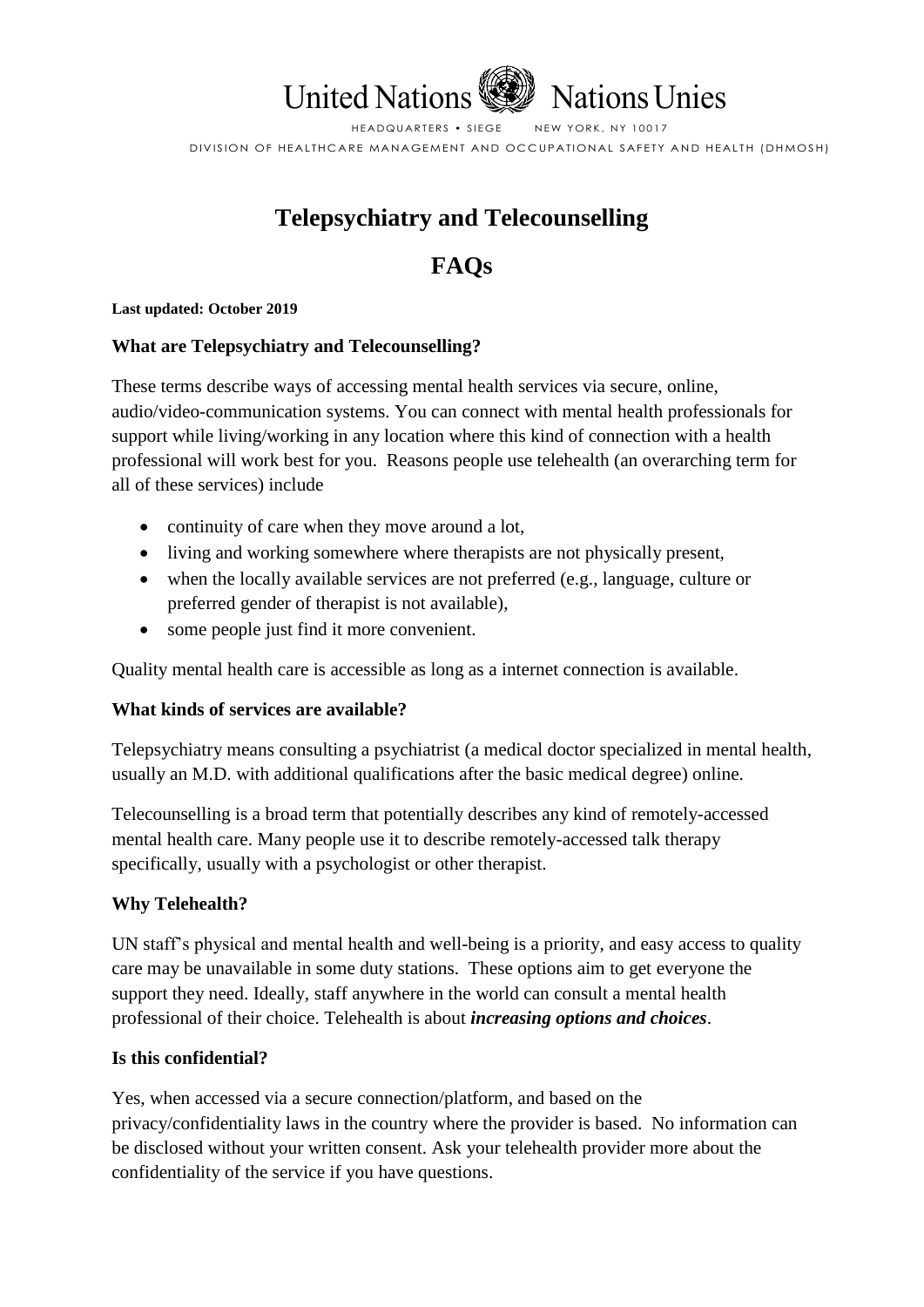United Nations Nations Unies

HEADQUARTERS • SIEGE NEW YORK, NY 10017

DIVISION OF HEALTHCARE MANAGEMENT AND OCCUPATIONAL SAFETY AND HEALTH (DHMOSH)

# Telepsychiatry and Telecounselling

# FAQs

**Last updated: October 2019**

### What are Telepsychiatry and Telecounselling?

These terms describe ways of accessing mental health services via secure, online, audio/video-communication systems. You can connect with mental health professionals for support while living/working in any location where this kind of connection with a health professional will work best for you. Reasons people use telehealth (an overarching term for all of these services) include

- continuity of care when they move around a lot,
- living and working somewhere where therapists are not physically present,
- when the locally available services are not preferred (e.g., language, culture or preferred gender of therapist is not available),
- some people just find it more convenient.

Quality mental health care is accessible as long as a internet connection is available.

### What kinds of services are available?

Telepsychiatry means consulting a psychiatrist (a medical doctor specialized in mental health, usually an M.D. with additional qualifications after the basic medical degree) online.

Telecounselling is a broad term that potentially describes any kind of remotely-accessed mental health care. Many people use it to describe remotely-accessed talk therapy specifically, usually with a psychologist or other therapist.

### Why Telehealth?

UN staff's physical and mental health and well-being is a priority, and easy access to quality care may be unavailable in some duty stations. These options aim to get everyone the support they need. Ideally, staff anywhere in the world can consult a mental health professional of their choice. Telehealth is about ***increasing options and choices***.

### Is this confidential?

Yes, when accessed via a secure connection/platform, and based on the privacy/confidentiality laws in the country where the provider is based. No information can be disclosed without your written consent. Ask your telehealth provider more about the confidentiality of the service if you have questions.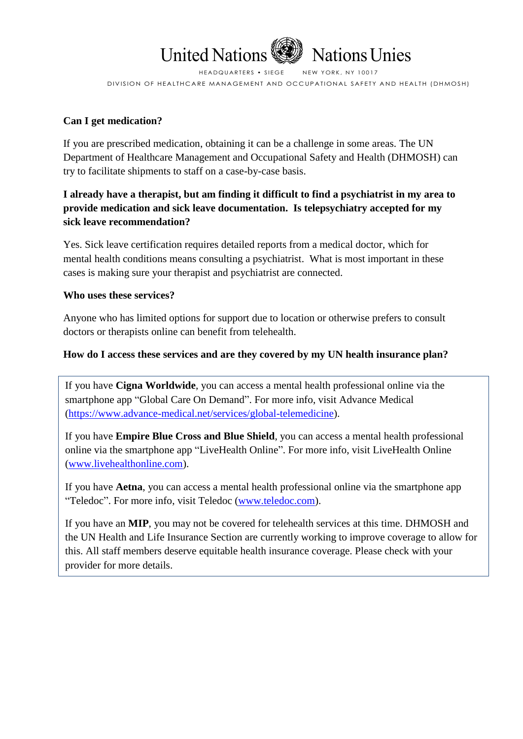United Nations Nations Unies

HEADQUARTERS • SIEGE NEW YORK, NY 10017

DIVISION OF HEALTHCARE MANAGEMENT AND OCCUPATIONAL SAFETY AND HEALTH (DHMOSH)

**Can I get medication?**

If you are prescribed medication, obtaining it can be a challenge in some areas. The UN Department of Healthcare Management and Occupational Safety and Health (DHMOSH) can try to facilitate shipments to staff on a case-by-case basis.

**I already have a therapist, but am finding it difficult to find a psychiatrist in my area to provide medication and sick leave documentation. Is telepsychiatry accepted for my sick leave recommendation?**

Yes. Sick leave certification requires detailed reports from a medical doctor, which for mental health conditions means consulting a psychiatrist. What is most important in these cases is making sure your therapist and psychiatrist are connected.

**Who uses these services?**

Anyone who has limited options for support due to location or otherwise prefers to consult doctors or therapists online can benefit from telehealth.

**How do I access these services and are they covered by my UN health insurance plan?**

If you have **Cigna Worldwide**, you can access a mental health professional online via the smartphone app "Global Care On Demand". For more info, visit Advance Medical (https://www.advance-medical.net/services/global-telemedicine).

If you have **Empire Blue Cross and Blue Shield**, you can access a mental health professional online via the smartphone app "LiveHealth Online". For more info, visit LiveHealth Online (www.livehealthonline.com).

If you have **Aetna**, you can access a mental health professional online via the smartphone app "Teledoc". For more info, visit Teledoc (www.teledoc.com).

If you have an **MIP**, you may not be covered for telehealth services at this time. DHMOSH and the UN Health and Life Insurance Section are currently working to improve coverage to allow for this. All staff members deserve equitable health insurance coverage. Please check with your provider for more details.